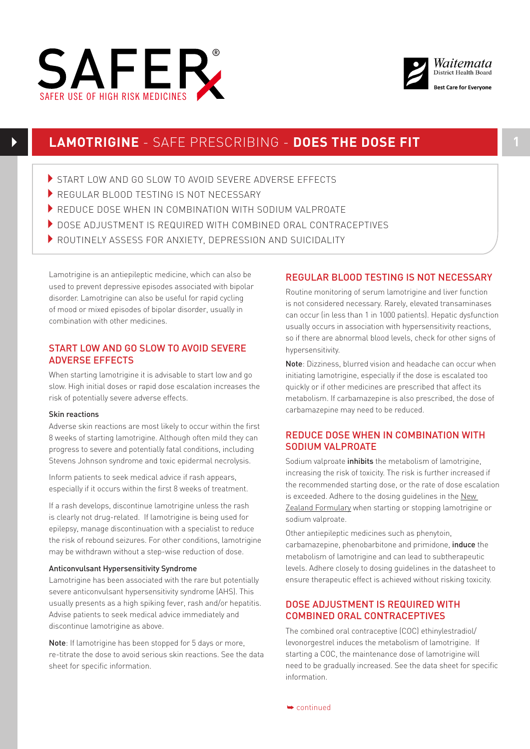SAFER®

SAFER USE OF HIGH RISK MEDICINES

Waitemata District Health Board
Best Care for Everyone

# LAMOTRIGINE - SAFE PRESCRIBING - DOES THE DOSE FIT

- START LOW AND GO SLOW TO AVOID SEVERE ADVERSE EFFECTS
- REGULAR BLOOD TESTING IS NOT NECESSARY
- REDUCE DOSE WHEN IN COMBINATION WITH SODIUM VALPROATE
- DOSE ADJUSTMENT IS REQUIRED WITH COMBINED ORAL CONTRACEPTIVES
- ROUTINELY ASSESS FOR ANXIETY, DEPRESSION AND SUICIDALITY

Lamotrigine is an antiepileptic medicine, which can also be used to prevent depressive episodes associated with bipolar disorder. Lamotrigine can also be useful for rapid cycling of mood or mixed episodes of bipolar disorder, usually in combination with other medicines.

## START LOW AND GO SLOW TO AVOID SEVERE ADVERSE EFFECTS

When starting lamotrigine it is advisable to start low and go slow. High initial doses or rapid dose escalation increases the risk of potentially severe adverse effects.

### Skin reactions

Adverse skin reactions are most likely to occur within the first 8 weeks of starting lamotrigine. Although often mild they can progress to severe and potentially fatal conditions, including Stevens Johnson syndrome and toxic epidermal necrolysis.

Inform patients to seek medical advice if rash appears, especially if it occurs within the first 8 weeks of treatment.

If a rash develops, discontinue lamotrigine unless the rash is clearly not drug-related. If lamotrigine is being used for epilepsy, manage discontinuation with a specialist to reduce the risk of rebound seizures. For other conditions, lamotrigine may be withdrawn without a step-wise reduction of dose.

### Anticonvulsant Hypersensitivity Syndrome

Lamotrigine has been associated with the rare but potentially severe anticonvulsant hypersensitivity syndrome (AHS). This usually presents as a high spiking fever, rash and/or hepatitis. Advise patients to seek medical advice immediately and discontinue lamotrigine as above.

**Note**: If lamotrigine has been stopped for 5 days or more, re-titrate the dose to avoid serious skin reactions. See the data sheet for specific information.

## REGULAR BLOOD TESTING IS NOT NECESSARY

Routine monitoring of serum lamotrigine and liver function is not considered necessary. Rarely, elevated transaminases can occur (in less than 1 in 1000 patients). Hepatic dysfunction usually occurs in association with hypersensitivity reactions, so if there are abnormal blood levels, check for other signs of hypersensitivity.

**Note**: Dizziness, blurred vision and headache can occur when initiating lamotrigine, especially if the dose is escalated too quickly or if other medicines are prescribed that affect its metabolism. If carbamazepine is also prescribed, the dose of carbamazepine may need to be reduced.

## REDUCE DOSE WHEN IN COMBINATION WITH SODIUM VALPROATE

Sodium valproate **inhibits** the metabolism of lamotrigine, increasing the risk of toxicity. The risk is further increased if the recommended starting dose, or the rate of dose escalation is exceeded. Adhere to the dosing guidelines in the New Zealand Formulary when starting or stopping lamotrigine or sodium valproate.

Other antiepileptic medicines such as phenytoin, carbamazepine, phenobarbitone and primidone, **induce** the metabolism of lamotrigine and can lead to subtherapeutic levels. Adhere closely to dosing guidelines in the datasheet to ensure therapeutic effect is achieved without risking toxicity.

## DOSE ADJUSTMENT IS REQUIRED WITH COMBINED ORAL CONTRACEPTIVES

The combined oral contraceptive (COC) ethinylestradiol/levonorgestrel induces the metabolism of lamotrigine. If starting a COC, the maintenance dose of lamotrigine will need to be gradually increased. See the data sheet for specific information.

➥ continued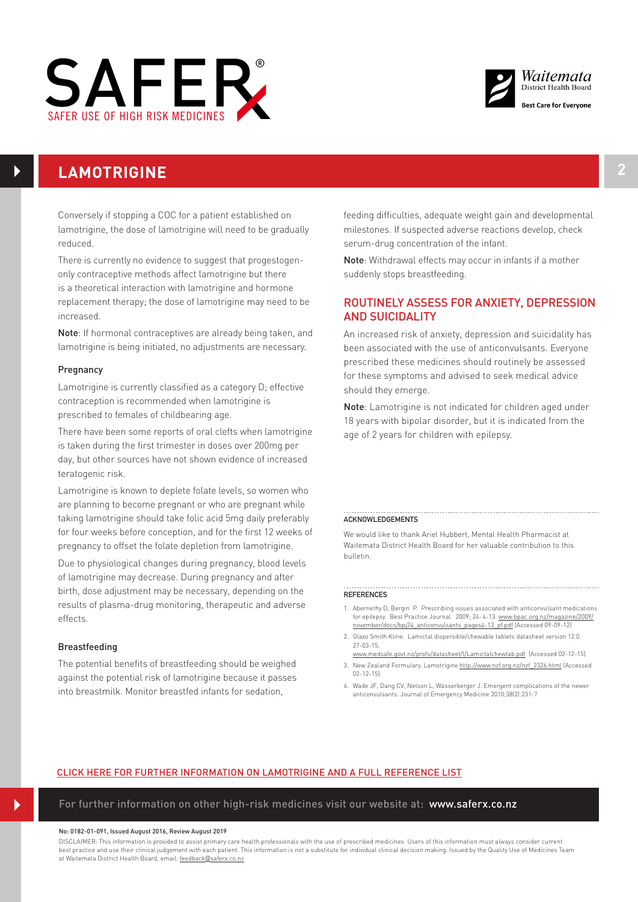# SAFER

SAFER USE OF HIGH RISK MEDICINES

Waitemata District Health Board

Best Care for Everyone

## LAMOTRIGINE

Conversely if stopping a COC for a patient established on lamotrigine, the dose of lamotrigine will need to be gradually reduced.

There is currently no evidence to suggest that progestogen-only contraceptive methods affect lamotrigine but there is a theoretical interaction with lamotrigine and hormone replacement therapy; the dose of lamotrigine may need to be increased.

**Note**: If hormonal contraceptives are already being taken, and lamotrigine is being initiated, no adjustments are necessary.

### Pregnancy

Lamotrigine is currently classified as a category D; effective contraception is recommended when lamotrigine is prescribed to females of childbearing age.

There have been some reports of oral clefts when lamotrigine is taken during the first trimester in doses over 200mg per day, but other sources have not shown evidence of increased teratogenic risk.

Lamotrigine is known to deplete folate levels, so women who are planning to become pregnant or who are pregnant while taking lamotrigine should take folic acid 5mg daily preferably for four weeks before conception, and for the first 12 weeks of pregnancy to offset the folate depletion from lamotrigine.

Due to physiological changes during pregnancy, blood levels of lamotrigine may decrease. During pregnancy and after birth, dose adjustment may be necessary, depending on the results of plasma-drug monitoring, therapeutic and adverse effects.

### Breastfeeding

The potential benefits of breastfeeding should be weighed against the potential risk of lamotrigine because it passes into breastmilk. Monitor breastfed infants for sedation, feeding difficulties, adequate weight gain and developmental milestones. If suspected adverse reactions develop, check serum-drug concentration of the infant.

**Note**: Withdrawal effects may occur in infants if a mother suddenly stops breastfeeding.

## ROUTINELY ASSESS FOR ANXIETY, DEPRESSION AND SUICIDALITY

An increased risk of anxiety, depression and suicidality has been associated with the use of anticonvulsants. Everyone prescribed these medicines should routinely be assessed for these symptoms and advised to seek medical advice should they emerge.

**Note**: Lamotrigine is not indicated for children aged under 18 years with bipolar disorder, but it is indicated from the age of 2 years for children with epilepsy.

### ACKNOWLEDGEMENTS

We would like to thank Ariel Hubbert, Mental Health Pharmacist at Waitemata District Health Board for her valuable contribution to this bulletin.

### REFERENCES

1. Abernethy D, Bergin P. Prescribing issues associated with anticonvulsant medications for epilepsy. Best Practice Journal. 2009; 24: 4-13. www.bpac.org.nz/magazine/2009/november/docs/bpj24_anticonvulsants_pages4-13_pf.pdf (Accessed 09-09-12)
2. Glaxo Smith Kline. Lamictal dispersible/chewable tablets datasheet version 12.0. 27-03-15. www.medsafe.govt.nz/profs/datasheet/l/Lamictalchewtab.pdf (Accessed 02-12-15)
3. New Zealand Formulary. Lamotrigine http://www.nzf.org.nz/nzf_2326.html (Accessed 02-12-15)
4. Wade JF, Dang CV, Nelson L, Wasserberger J. Emergent complications of the newer anticonvulsants. Journal of Emergency Medicine 2010;38(2):231-7

CLICK HERE FOR FURTHER INFORMATION ON LAMOTRIGINE AND A FULL REFERENCE LIST

For further information on other high-risk medicines visit our website at: www.saferx.co.nz

No: 0182-01-091, Issued August 2016, Review August 2019

DISCLAIMER: This information is provided to assist primary care health professionals with the use of prescribed medicines. Users of this information must always consider current best practice and use their clinical judgement with each patient. This information is not a substitute for individual clinical decision making. Issued by the Quality Use of Medicines Team at Waitemata District Health Board, email: feedback@saferx.co.nz